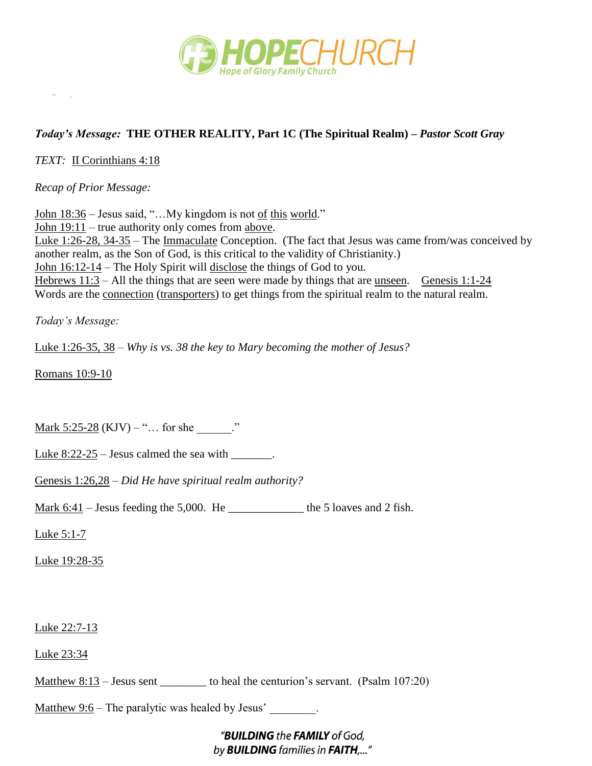**HOPECHURCH**
Hope of Glory Family Church

***Today's Message:*** **THE OTHER REALITY, Part 1C (The Spiritual Realm) –** ***Pastor Scott Gray***

*TEXT:* II Corinthians 4:18

*Recap of Prior Message:*

John 18:36 – Jesus said, "…My kingdom is not of this world."
John 19:11 – true authority only comes from above.
Luke 1:26-28, 34-35 – The Immaculate Conception. (The fact that Jesus was came from/was conceived by another realm, as the Son of God, is this critical to the validity of Christianity.)
John 16:12-14 – The Holy Spirit will disclose the things of God to you.
Hebrews 11:3 – All the things that are seen were made by things that are unseen. Genesis 1:1-24
Words are the connection (transporters) to get things from the spiritual realm to the natural realm.

*Today's Message:*

Luke 1:26-35, 38 – *Why is vs. 38 the key to Mary becoming the mother of Jesus?*

Romans 10:9-10

Mark 5:25-28 (KJV) – "… for she ______."

Luke 8:22-25 – Jesus calmed the sea with _______.

Genesis 1:26,28 – *Did He have spiritual realm authority?*

Mark 6:41 – Jesus feeding the 5,000. He _____________ the 5 loaves and 2 fish.

Luke 5:1-7

Luke 19:28-35

Luke 22:7-13

Luke 23:34

Matthew 8:13 – Jesus sent ________ to heal the centurion's servant. (Psalm 107:20)

Matthew 9:6 – The paralytic was healed by Jesus' ________.

*"**BUILDING** the **FAMILY** of God, by **BUILDING** families in **FAITH**,…"*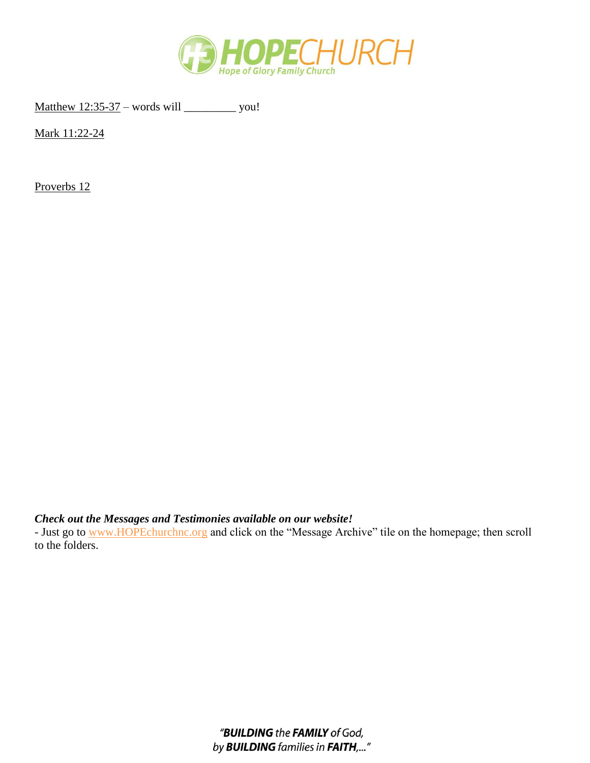Matthew 12:35-37 – words will _________ you!

Mark 11:22-24

Proverbs 12

***Check out the Messages and Testimonies available on our website!***

- Just go to www.HOPEchurchnc.org and click on the "Message Archive" tile on the homepage; then scroll to the folders.